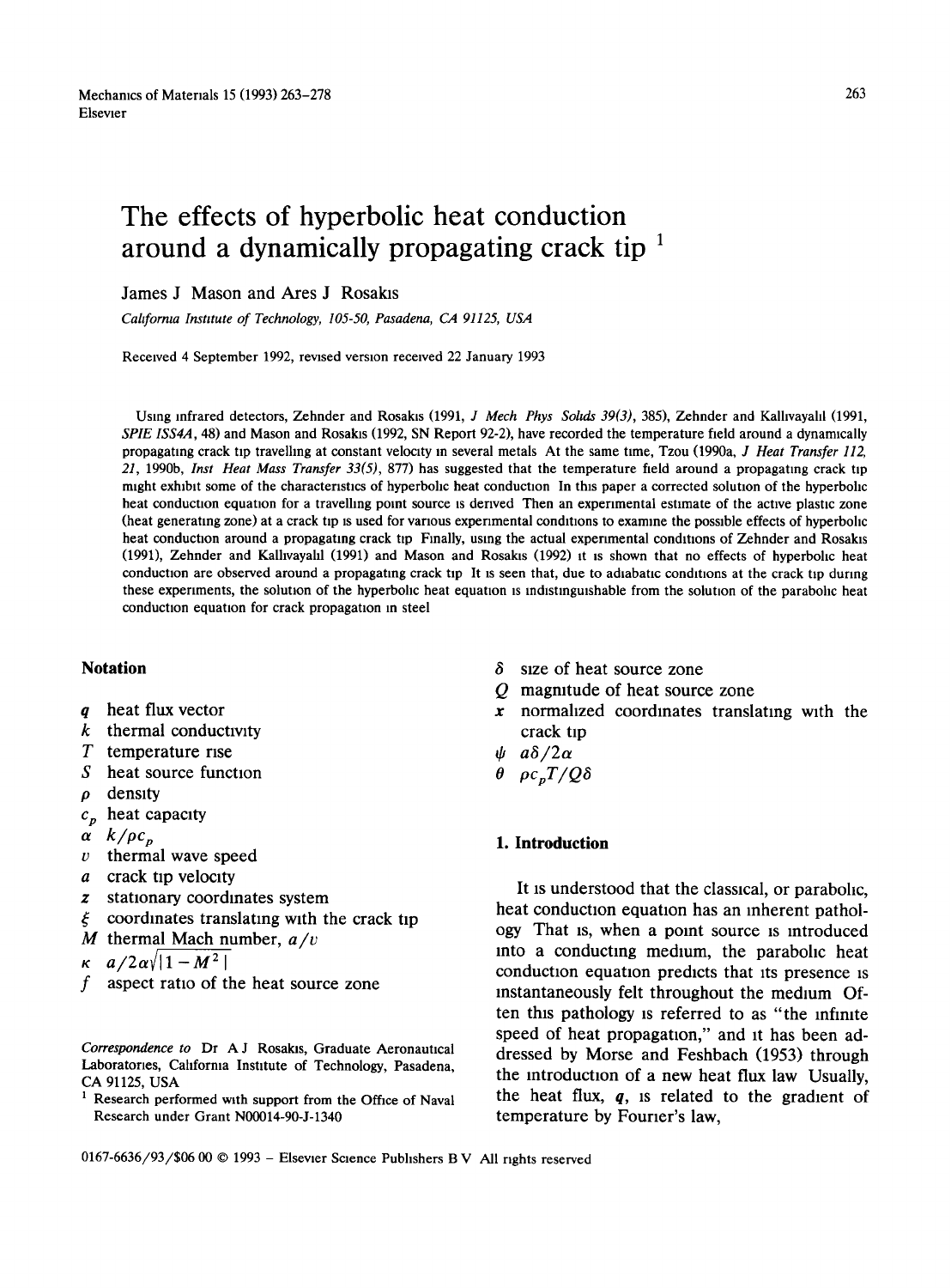# The effects of hyperbolic heat conduction around a dynamically propagating crack tip [1]

James J Mason and Ares J Rosakis

*California Institute of Technology, 105-50, Pasadena, CA 91125, USA*

Received 4 September 1992, revised version received 22 January 1993

Using infrared detectors, Zehnder and Rosakis (1991, *J Mech Phys Solids 39(3)*, 385), Zehnder and Kallivayalil (1991, *SPIE 1554A*, 48) and Mason and Rosakis (1992, SN Report 92-2), have recorded the temperature field around a dynamically propagating crack tip travelling at constant velocity in several metals At the same time, Tzou (1990a, *J Heat Transfer 112, 21*, 1990b, *Inst Heat Mass Transfer 33(5)*, 877) has suggested that the temperature field around a propagating crack tip might exhibit some of the characteristics of hyperbolic heat conduction In this paper a corrected solution of the hyperbolic heat conduction equation for a travelling point source is derived Then an experimental estimate of the active plastic zone (heat generating zone) at a crack tip is used for various experimental conditions to examine the possible effects of hyperbolic heat conduction around a propagating crack tip Finally, using the actual experimental conditions of Zehnder and Rosakis (1991), Zehnder and Kallivayalil (1991) and Mason and Rosakis (1992) it is shown that no effects of hyperbolic heat conduction are observed around a propagating crack tip It is seen that, due to adiabatic conditions at the crack tip during these experiments, the solution of the hyperbolic heat equation is indistinguishable from the solution of the parabolic heat conduction equation for crack propagation in steel

## Notation

- $q$ heat flux vector
- $k$ thermal conductivity
- $T$ temperature rise
- $S$ heat source function
- $\rho$ density
- $c_p$ heat capacity
- $\alpha$ $k/\rho c_p$
- $v$ thermal wave speed
- $a$ crack tip velocity
- $z$ stationary coordinates system
- $\xi$ coordinates translating with the crack tip
- $M$ thermal Mach number, $a/v$
- $\kappa$ $a/2\alpha\sqrt{|1-M^2|}$
- $f$ aspect ratio of the heat source zone
- $\delta$ size of heat source zone
- $Q$ magnitude of heat source zone
- $x$ normalized coordinates translating with the crack tip
- $\psi$ $a\delta/2\alpha$
- $\theta$ $\rho c_p T/Q\delta$

Correspondence to Dr A J Rosakis, Graduate Aeronautical Laboratories, California Institute of Technology, Pasadena, CA 91125, USA

[1] Research performed with support from the Office of Naval Research under Grant N00014-90-J-1340

## 1. Introduction

It is understood that the classical, or parabolic, heat conduction equation has an inherent pathology That is, when a point source is introduced into a conducting medium, the parabolic heat conduction equation predicts that its presence is instantaneously felt throughout the medium Often this pathology is referred to as "the infinite speed of heat propagation," and it has been addressed by Morse and Feshbach (1953) through the introduction of a new heat flux law Usually, the heat flux, $q$, is related to the gradient of temperature by Fourier's law,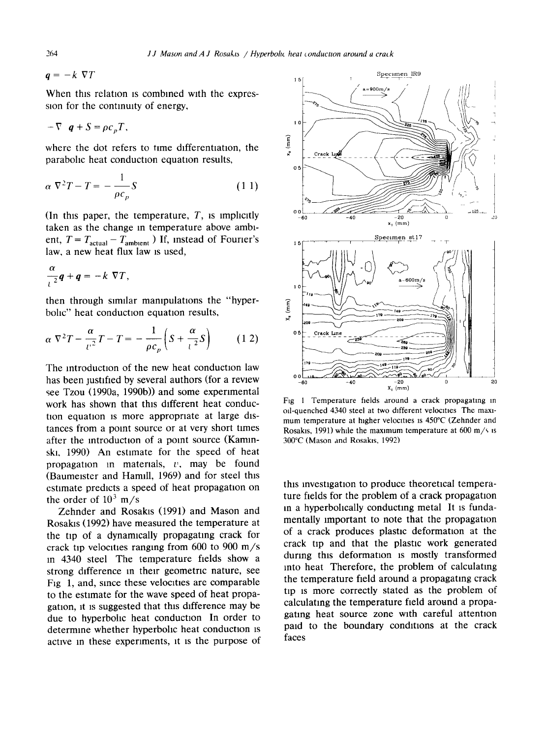$$q = -k \nabla T$$

When this relation is combined with the expression for the continuity of energy,

$$-\nabla \cdot q + S = \rho c_p \dot{T},$$

where the dot refers to time differentiation, the parabolic heat conduction equation results,

$$\alpha \nabla^2 T - \dot{T} = -\frac{1}{\rho c_p} S \tag{1.1}$$

(In this paper, the temperature, $T$, is implicitly taken as the change in temperature above ambient, $T = T_{\text{actual}} - T_{\text{ambient}}$.) If, instead of Fourier's law, a new heat flux law is used,

$$\frac{\alpha}{v^2} \dot{q} + q = -k \nabla T,$$

then through similar manipulations the "hyperbolic" heat conduction equation results,

$$\alpha \nabla^2 T - \frac{\alpha}{v^2} \ddot{T} - \dot{T} = -\frac{1}{\rho c_p} \left( S + \frac{\alpha}{v^2} \dot{S} \right) \tag{1.2}$$

The introduction of the new heat conduction law has been justified by several authors (for a review see Tzou (1990a, 1990b)) and some experimental work has shown that this different heat conduction equation is more appropriate at large distances from a point source or at very short times after the introduction of a point source (Kaminski, 1990). An estimate for the speed of heat propagation in materials, $v$, may be found (Baumeister and Hamill, 1969) and for steel this estimate predicts a speed of heat propagation on the order of $10^3$ m/s.

Zehnder and Rosakis (1991) and Mason and Rosakis (1992) have measured the temperature at the tip of a dynamically propagating crack for crack tip velocities ranging from 600 to 900 m/s in 4340 steel. The temperature fields show a strong difference in their geometric nature, see Fig. 1, and, since these velocities are comparable to the estimate for the wave speed of heat propagation, it is suggested that this difference may be due to hyperbolic heat conduction. In order to determine whether hyperbolic heat conduction is active in these experiments, it is the purpose of this investigation to produce theoretical temperature fields for the problem of a crack propagation in a hyperbolically conducting metal. It is fundamentally important to note that the propagation of a crack produces plastic deformation at the crack tip and that the plastic work generated during this deformation is mostly transformed into heat. Therefore, the problem of calculating the temperature field around a propagating crack tip is more correctly stated as the problem of calculating the temperature field around a propagating heat source zone with careful attention paid to the boundary conditions at the crack faces.

Fig. 1. Temperature fields around a crack propagating in oil-quenched 4340 steel at two different velocities. The maximum temperature at higher velocities is 450°C (Zehnder and Rosakis, 1991) while the maximum temperature at 600 m/s is 300°C (Mason and Rosakis, 1992).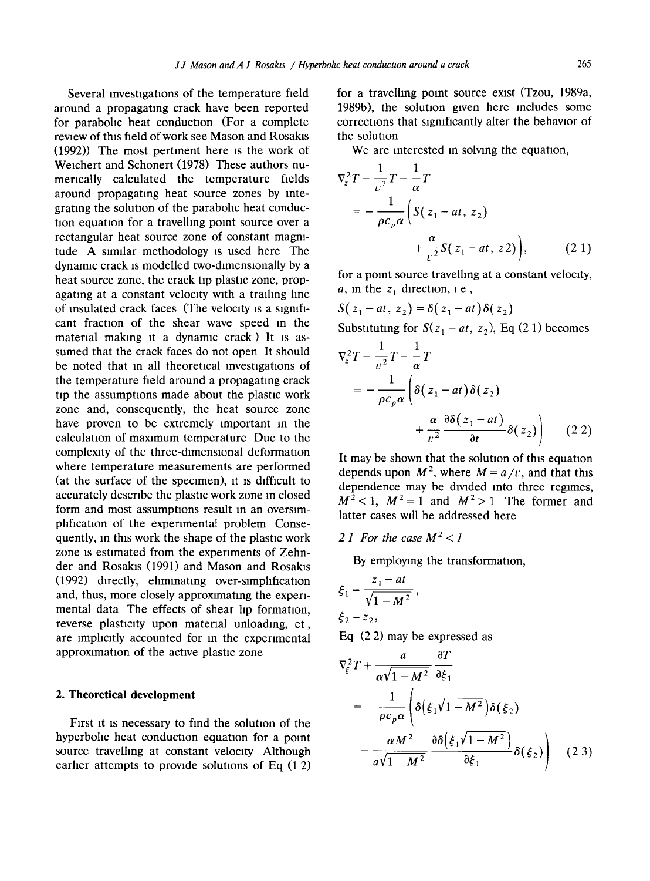Several investigations of the temperature field around a propagating crack have been reported for parabolic heat conduction (For a complete review of this field of work see Mason and Rosakis (1992)) The most pertinent here is the work of Weichert and Schonert (1978) These authors numerically calculated the temperature fields around propagating heat source zones by integrating the solution of the parabolic heat conduction equation for a travelling point source over a rectangular heat source zone of constant magnitude A similar methodology is used here The dynamic crack is modelled two-dimensionally by a heat source zone, the crack tip plastic zone, propagating at a constant velocity with a trailing line of insulated crack faces (The velocity is a significant fraction of the shear wave speed in the material making it a dynamic crack ) It is assumed that the crack faces do not open It should be noted that in all theoretical investigations of the temperature field around a propagating crack tip the assumptions made about the plastic work zone and, consequently, the heat source zone have proven to be extremely important in the calculation of maximum temperature Due to the complexity of the three-dimensional deformation where temperature measurements are performed (at the surface of the specimen), it is difficult to accurately describe the plastic work zone in closed form and most assumptions result in an oversimplification of the experimental problem Consequently, in this work the shape of the plastic work zone is estimated from the experiments of Zehnder and Rosakis (1991) and Mason and Rosakis (1992) directly, eliminating over-simplification and, thus, more closely approximating the experimental data The effects of shear lip formation, reverse plasticity upon material unloading, et, are implicitly accounted for in the experimental approximation of the active plastic zone

## 2. Theoretical development

First it is necessary to find the solution of the hyperbolic heat conduction equation for a point source travelling at constant velocity Although earlier attempts to provide solutions of Eq (1 2) for a travelling point source exist (Tzou, 1989a, 1989b), the solution given here includes some corrections that significantly alter the behavior of the solution

We are interested in solving the equation,

$$\nabla_z^2 T - \frac{1}{v^2}\ddot{T} - \frac{1}{\alpha}\dot{T} = -\frac{1}{\rho c_p \alpha}\left(S(z_1 - at, z_2) + \frac{\alpha}{v^2}\dot{S}(z_1 - at, z2)\right), \tag{2 1}$$

for a point source travelling at a constant velocity, $a$, in the $z_1$ direction, i e ,

$$S(z_1 - at, z_2) = \delta(z_1 - at)\delta(z_2)$$

Substituting for $S(z_1 - at, z_2)$, Eq (2 1) becomes

$$\nabla_z^2 T - \frac{1}{v^2}\ddot{T} - \frac{1}{\alpha}\dot{T} = -\frac{1}{\rho c_p \alpha}\left(\delta(z_1 - at)\delta(z_2) + \frac{\alpha}{v^2}\frac{\partial \delta(z_1 - at)}{\partial t}\delta(z_2)\right) \tag{2 2}$$

It may be shown that the solution of this equation depends upon $M^2$, where $M = a/v$, and that this dependence may be divided into three regimes, $M^2 < 1$, $M^2 = 1$ and $M^2 > 1$ The former and latter cases will be addressed here

### 2 1 For the case $M^2 < 1$

By employing the transformation,

$$\xi_1 = \frac{z_1 - at}{\sqrt{1 - M^2}},$$

$$\xi_2 = z_2,$$

Eq (2 2) may be expressed as

$$\nabla_\xi^2 T + \frac{a}{\alpha\sqrt{1 - M^2}}\frac{\partial T}{\partial \xi_1} = -\frac{1}{\rho c_p \alpha}\left(\delta\left(\xi_1\sqrt{1 - M^2}\right)\delta(\xi_2) - \frac{\alpha M^2}{a\sqrt{1 - M^2}}\frac{\partial \delta\left(\xi_1\sqrt{1 - M^2}\right)}{\partial \xi_1}\delta(\xi_2)\right) \tag{2 3}$$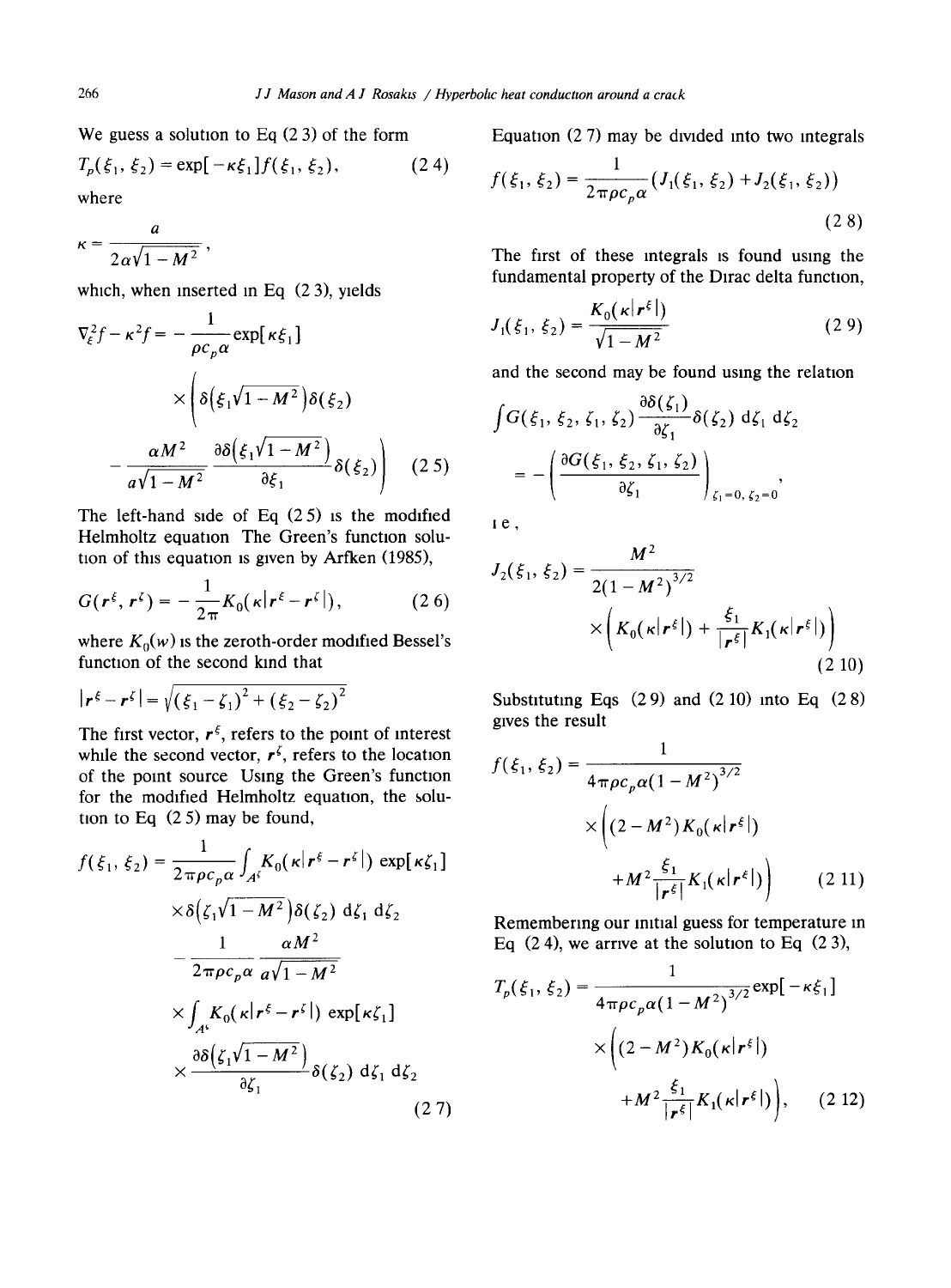We guess a solution to Eq (2 3) of the form

$$T_p(\xi_1, \xi_2) = \exp[-\kappa\xi_1] f(\xi_1, \xi_2), \tag{2 4}$$

where

$$\kappa = \frac{a}{2\alpha\sqrt{1-M^2}},$$

which, when inserted in Eq (2 3), yields

$$\nabla_\xi^2 f - \kappa^2 f = -\frac{1}{\rho c_p \alpha}\exp[\kappa\xi_1] \times \left(\delta\left(\xi_1\sqrt{1-M^2}\right)\delta(\xi_2) - \frac{\alpha M^2}{a\sqrt{1-M^2}}\frac{\partial\delta\left(\xi_1\sqrt{1-M^2}\right)}{\partial\xi_1}\delta(\xi_2)\right) \tag{2 5}$$

The left-hand side of Eq (2 5) is the modified Helmholtz equation The Green's function solution of this equation is given by Arfken (1985),

$$G(\boldsymbol{r}^\xi, \boldsymbol{r}^\zeta) = -\frac{1}{2\pi}K_0(\kappa|\boldsymbol{r}^\xi - \boldsymbol{r}^\zeta|), \tag{2 6}$$

where $K_0(w)$ is the zeroth-order modified Bessel's function of the second kind that

$$|\boldsymbol{r}^\xi - \boldsymbol{r}^\zeta| = \sqrt{(\xi_1 - \zeta_1)^2 + (\xi_2 - \zeta_2)^2}$$

The first vector, $\boldsymbol{r}^\xi$, refers to the point of interest while the second vector, $\boldsymbol{r}^\zeta$, refers to the location of the point source Using the Green's function for the modified Helmholtz equation, the solution to Eq (2 5) may be found,

$$\begin{aligned} f(\xi_1, \xi_2) = {} & \frac{1}{2\pi\rho c_p \alpha}\int_{A^\zeta} K_0(\kappa|\boldsymbol{r}^\xi - \boldsymbol{r}^\zeta|)\exp[\kappa\zeta_1] \\ & \times\delta\left(\zeta_1\sqrt{1-M^2}\right)\delta(\zeta_2)\,\mathrm{d}\zeta_1\,\mathrm{d}\zeta_2 \\ & - \frac{1}{2\pi\rho c_p\alpha}\frac{\alpha M^2}{a\sqrt{1-M^2}} \\ & \times\int_{A^\zeta} K_0(\kappa|\boldsymbol{r}^\xi - \boldsymbol{r}^\zeta|)\exp[\kappa\zeta_1] \\ & \times\frac{\partial\delta\left(\zeta_1\sqrt{1-M^2}\right)}{\partial\zeta_1}\delta(\zeta_2)\,\mathrm{d}\zeta_1\,\mathrm{d}\zeta_2 \end{aligned} \tag{2 7}$$

Equation (2 7) may be divided into two integrals

$$f(\xi_1, \xi_2) = \frac{1}{2\pi\rho c_p\alpha}(J_1(\xi_1, \xi_2) + J_2(\xi_1, \xi_2)) \tag{2 8}$$

The first of these integrals is found using the fundamental property of the Dirac delta function,

$$J_1(\xi_1, \xi_2) = \frac{K_0(\kappa|\boldsymbol{r}^\xi|)}{\sqrt{1-M^2}} \tag{2 9}$$

and the second may be found using the relation

$$\int G(\xi_1, \xi_2, \zeta_1, \zeta_2)\frac{\partial\delta(\zeta_1)}{\partial\zeta_1}\delta(\zeta_2)\,\mathrm{d}\zeta_1\,\mathrm{d}\zeta_2 = -\left(\frac{\partial G(\xi_1, \xi_2, \zeta_1, \zeta_2)}{\partial\zeta_1}\right)_{\zeta_1=0,\,\zeta_2=0},$$

i e ,

$$J_2(\xi_1, \xi_2) = \frac{M^2}{2(1-M^2)^{3/2}}\times\left(K_0(\kappa|\boldsymbol{r}^\xi|) + \frac{\xi_1}{|\boldsymbol{r}^\xi|}K_1(\kappa|\boldsymbol{r}^\xi|)\right) \tag{2 10}$$

Substituting Eqs (2 9) and (2 10) into Eq (2 8) gives the result

$$f(\xi_1, \xi_2) = \frac{1}{4\pi\rho c_p\alpha(1-M^2)^{3/2}}\times\left((2-M^2)K_0(\kappa|\boldsymbol{r}^\xi|) + M^2\frac{\xi_1}{|\boldsymbol{r}^\xi|}K_1(\kappa|\boldsymbol{r}^\xi|)\right) \tag{2 11}$$

Remembering our initial guess for temperature in Eq (2 4), we arrive at the solution to Eq (2 3),

$$T_p(\xi_1, \xi_2) = \frac{1}{4\pi\rho c_p\alpha(1-M^2)^{3/2}}\exp[-\kappa\xi_1]\times\left((2-M^2)K_0(\kappa|\boldsymbol{r}^\xi|) + M^2\frac{\xi_1}{|\boldsymbol{r}^\xi|}K_1(\kappa|\boldsymbol{r}^\xi|)\right), \tag{2 12}$$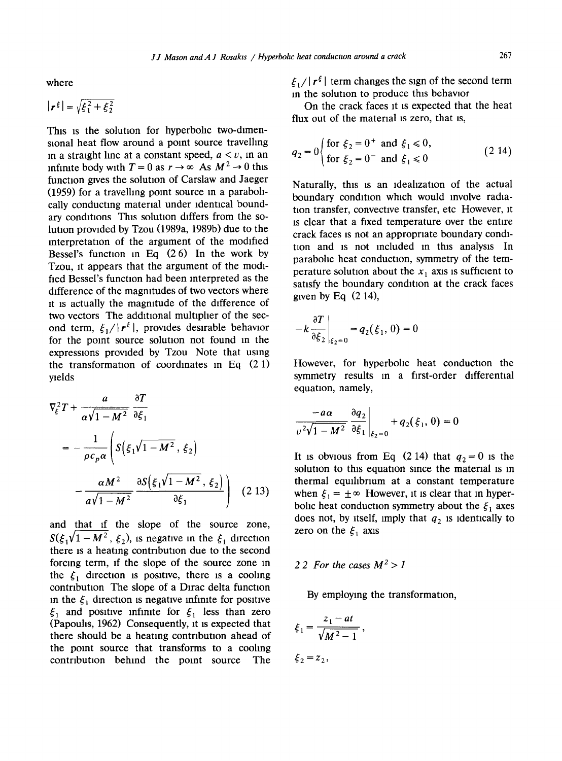where

$$|r^{\xi}| = \sqrt{\xi_1^2 + \xi_2^2}$$

This is the solution for hyperbolic two-dimensional heat flow around a point source travelling in a straight line at a constant speed, $a < v$, in an infinite body with $T = 0$ as $r \to \infty$. As $M^2 \to 0$ this function gives the solution of Carslaw and Jaeger (1959) for a travelling point source in a parabolically conducting material under identical boundary conditions. This solution differs from the solution provided by Tzou (1989a, 1989b) due to the interpretation of the argument of the modified Bessel's function in Eq. (2.6). In the work by Tzou, it appears that the argument of the modified Bessel's function had been interpreted as the difference of the magnitudes of two vectors where it is actually the magnitude of the difference of two vectors. The additional multiplier of the second term, $\xi_1/|r^{\xi}|$, provides desirable behavior for the point source solution not found in the expressions provided by Tzou. Note that using the transformation of coordinates in Eq. (2.1) yields

$$\nabla_{\xi}^2 T + \frac{a}{\alpha\sqrt{1-M^2}}\frac{\partial T}{\partial \xi_1} = -\frac{1}{\rho c_p \alpha}\left(S\left(\xi_1\sqrt{1-M^2}, \xi_2\right) - \frac{\alpha M^2}{a\sqrt{1-M^2}}\frac{\partial S\left(\xi_1\sqrt{1-M^2}, \xi_2\right)}{\partial \xi_1}\right) \quad (2.13)$$

and that if the slope of the source zone, $S(\xi_1\sqrt{1-M^2}, \xi_2)$, is negative in the $\xi_1$ direction there is a heating contribution due to the second forcing term, if the slope of the source zone in the $\xi_1$ direction is positive, there is a cooling contribution. The slope of a Dirac delta function in the $\xi_1$ direction is negative infinite for positive $\xi_1$ and positive infinite for $\xi_1$ less than zero (Papoulis, 1962). Consequently, it is expected that there should be a heating contribution ahead of the point source that transforms to a cooling contribution behind the point source. The $\xi_1/|r^{\xi}|$ term changes the sign of the second term in the solution to produce this behavior.

On the crack faces it is expected that the heat flux out of the material is zero, that is,

$$q_2 = 0\begin{cases}\text{for } \xi_2 = 0^+ \text{ and } \xi_1 \leqslant 0, \\ \text{for } \xi_2 = 0^- \text{ and } \xi_1 \leqslant 0\end{cases} \quad (2.14)$$

Naturally, this is an idealization of the actual boundary condition which would involve radiation transfer, convective transfer, etc. However, it is clear that a fixed temperature over the entire crack faces is not an appropriate boundary condition and is not included in this analysis. In parabolic heat conduction, symmetry of the temperature solution about the $x_1$ axis is sufficient to satisfy the boundary condition at the crack faces given by Eq. (2.14),

$$-k\left.\frac{\partial T}{\partial \xi_2}\right|_{\xi_2=0} = q_2(\xi_1, 0) = 0$$

However, for hyperbolic heat conduction the symmetry results in a first-order differential equation, namely,

$$\frac{-a\alpha}{v^2\sqrt{1-M^2}}\left.\frac{\partial q_2}{\partial \xi_1}\right|_{\xi_2=0} + q_2(\xi_1, 0) = 0$$

It is obvious from Eq. (2.14) that $q_2 = 0$ is the solution to this equation since the material is in thermal equilibrium at a constant temperature when $\xi_1 = \pm\infty$. However, it is clear that in hyperbolic heat conduction symmetry about the $\xi_1$ axes does not, by itself, imply that $q_2$ is identically to zero on the $\xi_1$ axis.

### 2.2. For the cases $M^2 > 1$

By employing the transformation,

$$\xi_1 = \frac{z_1 - at}{\sqrt{M^2 - 1}},$$

$$\xi_2 = z_2,$$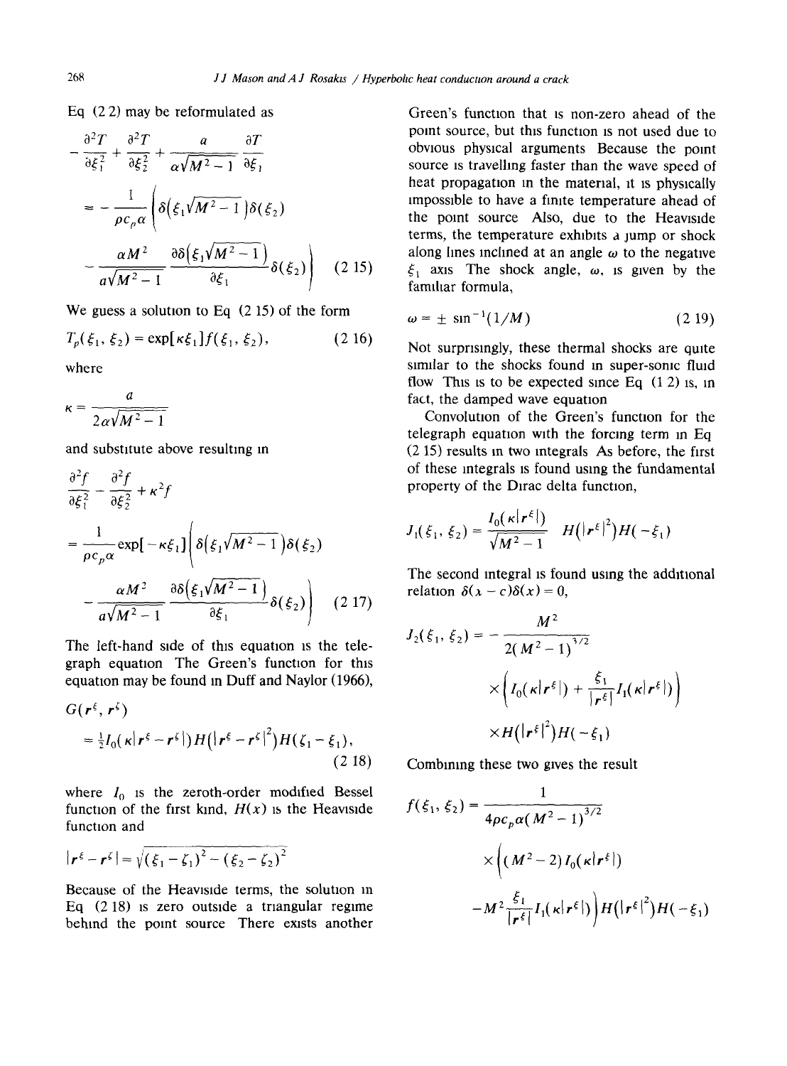Eq (2 2) may be reformulated as

$$
-\frac{\partial^2 T}{\partial \xi_1^2}+\frac{\partial^2 T}{\partial \xi_2^2}+\frac{a}{\alpha\sqrt{M^2-1}}\frac{\partial T}{\partial \xi_1}
= -\frac{1}{\rho c_p \alpha}\left(\delta\left(\xi_1\sqrt{M^2-1}\right)\delta(\xi_2) - \frac{\alpha M^2}{a\sqrt{M^2-1}}\frac{\partial \delta\left(\xi_1\sqrt{M^2-1}\right)}{\partial \xi_1}\delta(\xi_2)\right) \qquad (2\ 15)
$$

We guess a solution to Eq (2 15) of the form

$$
T_p(\xi_1, \xi_2) = \exp[\kappa \xi_1] f(\xi_1, \xi_2), \qquad (2\ 16)
$$

where

$$
\kappa = \frac{a}{2\alpha\sqrt{M^2-1}}
$$

and substitute above resulting in

$$
\frac{\partial^2 f}{\partial \xi_1^2}-\frac{\partial^2 f}{\partial \xi_2^2}+\kappa^2 f
= \frac{1}{\rho c_p \alpha}\exp[-\kappa \xi_1]\left(\delta\left(\xi_1\sqrt{M^2-1}\right)\delta(\xi_2) - \frac{\alpha M^2}{a\sqrt{M^2-1}}\frac{\partial \delta\left(\xi_1\sqrt{M^2-1}\right)}{\partial \xi_1}\delta(\xi_2)\right) \qquad (2\ 17)
$$

The left-hand side of this equation is the telegraph equation The Green's function for this equation may be found in Duff and Naylor (1966),

$$
G(r^\xi, r^\zeta) = \tfrac{1}{2} I_0\left(\kappa\left|r^\xi - r^\zeta\right|\right) H\left(\left|r^\xi - r^\zeta\right|^2\right) H(\zeta_1 - \xi_1), \qquad (2\ 18)
$$

where $I_0$ is the zeroth-order modified Bessel function of the first kind, $H(x)$ is the Heaviside function and

$$
\left|r^\xi - r^\zeta\right| = \sqrt{(\xi_1-\zeta_1)^2-(\xi_2-\zeta_2)^2}
$$

Because of the Heaviside terms, the solution in Eq (2 18) is zero outside a triangular regime behind the point source There exists another Green's function that is non-zero ahead of the point source, but this function is not used due to obvious physical arguments Because the point source is travelling faster than the wave speed of heat propagation in the material, it is physically impossible to have a finite temperature ahead of the point source Also, due to the Heaviside terms, the temperature exhibits a jump or shock along lines inclined at an angle $\omega$ to the negative $\xi_1$ axis The shock angle, $\omega$, is given by the familiar formula,

$$
\omega = \pm \sin^{-1}(1/M) \qquad (2\ 19)
$$

Not surprisingly, these thermal shocks are quite similar to the shocks found in super-sonic fluid flow This is to be expected since Eq (1 2) is, in fact, the damped wave equation

Convolution of the Green's function for the telegraph equation with the forcing term in Eq (2 15) results in two integrals As before, the first of these integrals is found using the fundamental property of the Dirac delta function,

$$
J_1(\xi_1, \xi_2) = \frac{I_0\left(\kappa\left|r^\xi\right|\right)}{\sqrt{M^2-1}} H\left(\left|r^\xi\right|^2\right) H(-\xi_1)
$$

The second integral is found using the additional relation $\delta(x-c)\delta(x) = 0$,

$$
J_2(\xi_1, \xi_2) = -\frac{M^2}{2(M^2-1)^{3/2}}\left(I_0\left(\kappa\left|r^\xi\right|\right) + \frac{\xi_1}{\left|r^\xi\right|} I_1\left(\kappa\left|r^\xi\right|\right)\right) H\left(\left|r^\xi\right|^2\right) H(-\xi_1)
$$

Combining these two gives the result

$$
f(\xi_1, \xi_2) = \frac{1}{4\rho c_p \alpha (M^2-1)^{3/2}}\left((M^2-2) I_0\left(\kappa\left|r^\xi\right|\right) - M^2\frac{\xi_1}{\left|r^\xi\right|} I_1\left(\kappa\left|r^\xi\right|\right)\right) H\left(\left|r^\xi\right|^2\right) H(-\xi_1)
$$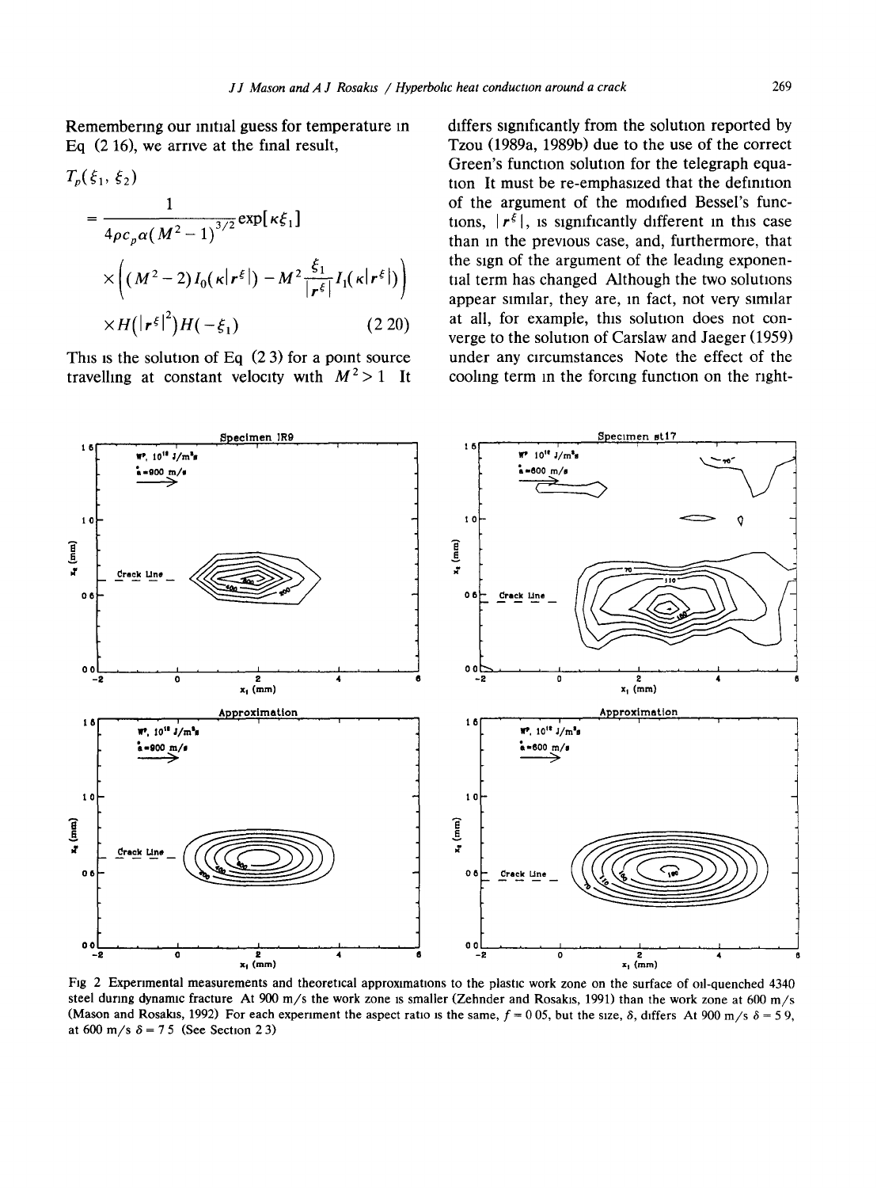Remembering our initial guess for temperature in Eq (2 16), we arrive at the final result,

$$T_p(\xi_1, \xi_2) = \frac{1}{4\rho c_p \alpha (M^2-1)^{3/2}} \exp[\kappa \xi_1] \times \left( (M^2-2) I_0(\kappa |r^\xi|) - M^2 \frac{\xi_1}{|r^\xi|} I_1(\kappa |r^\xi|) \right) \times H(|r^\xi|^2) H(-\xi_1) \tag{2 20}$$

This is the solution of Eq (2 3) for a point source travelling at constant velocity with $M^2 > 1$ It differs significantly from the solution reported by Tzou (1989a, 1989b) due to the use of the correct Green's function solution for the telegraph equation It must be re-emphasized that the definition of the argument of the modified Bessel's functions, $|r^\xi|$, is significantly different in this case than in the previous case, and, furthermore, that the sign of the argument of the leading exponential term has changed Although the two solutions appear similar, they are, in fact, not very similar at all, for example, this solution does not converge to the solution of Carslaw and Jaeger (1959) under any circumstances Note the effect of the cooling term in the forcing function on the right-

Fig 2 Experimental measurements and theoretical approximations to the plastic work zone on the surface of oil-quenched 4340 steel during dynamic fracture At 900 m/s the work zone is smaller (Zehnder and Rosakis, 1991) than the work zone at 600 m/s (Mason and Rosakis, 1992) For each experiment the aspect ratio is the same, $f = 0\,05$, but the size, $\delta$, differs At 900 m/s $\delta = 5\,9$, at 600 m/s $\delta = 7\,5$ (See Section 2 3)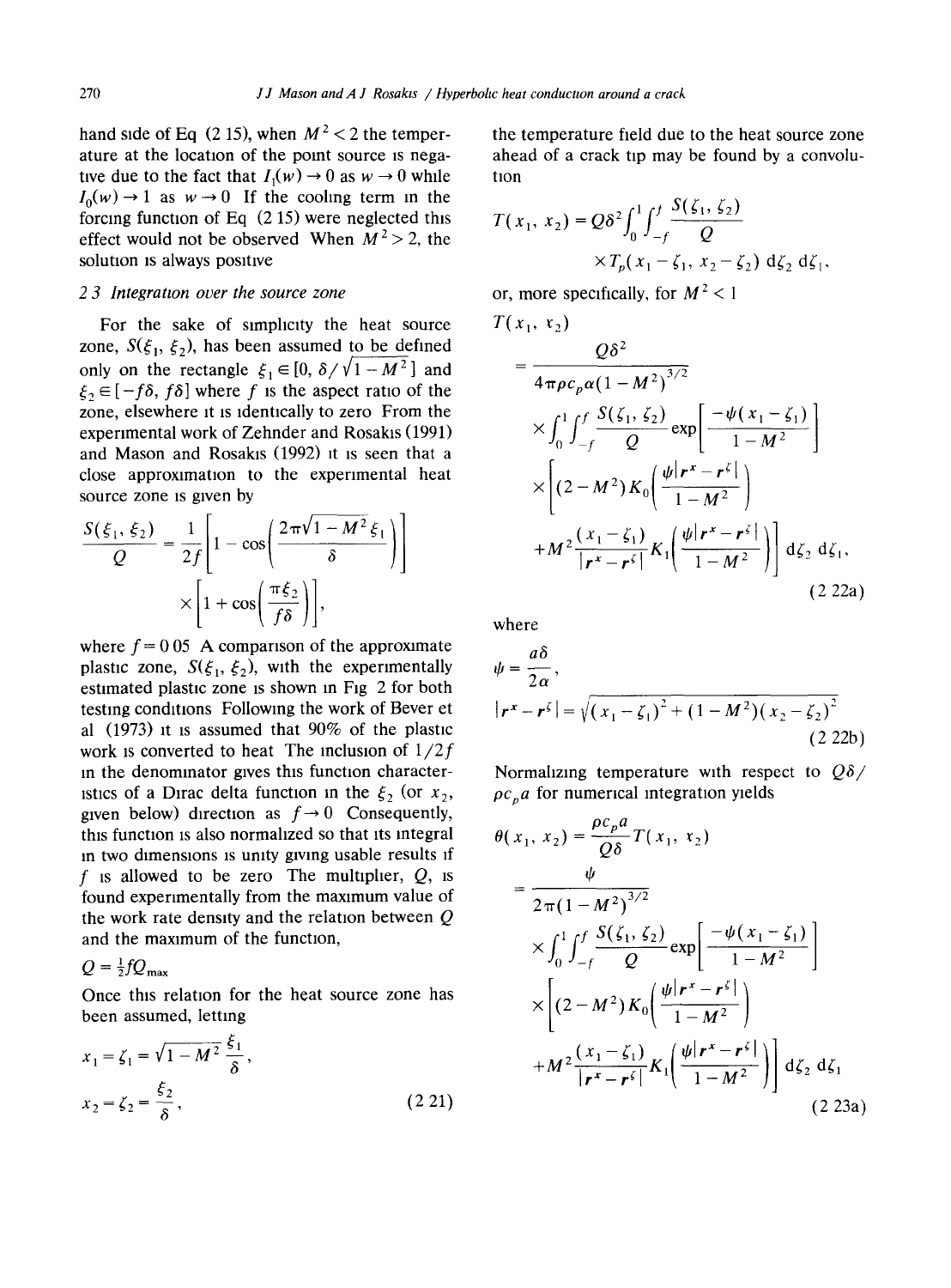hand side of Eq (2 15), when $M^2 < 2$ the temperature at the location of the point source is negative due to the fact that $I_1(w) \to 0$ as $w \to 0$ while $I_0(w) \to 1$ as $w \to 0$ If the cooling term in the forcing function of Eq (2 15) were neglected this effect would not be observed When $M^2 > 2$, the solution is always positive

### 2 3 Integration over the source zone

For the sake of simplicity the heat source zone, $S(\xi_1, \xi_2)$, has been assumed to be defined only on the rectangle $\xi_1 \in [0, \delta/\sqrt{1-M^2}]$ and $\xi_2 \in [-f\delta, f\delta]$ where $f$ is the aspect ratio of the zone, elsewhere it is identically to zero From the experimental work of Zehnder and Rosakis (1991) and Mason and Rosakis (1992) it is seen that a close approximation to the experimental heat source zone is given by

$$\frac{S(\xi_1, \xi_2)}{Q} = \frac{1}{2f}\left[1 - \cos\left(\frac{2\pi\sqrt{1-M^2}\,\xi_1}{\delta}\right)\right] \times \left[1 + \cos\left(\frac{\pi \xi_2}{f\delta}\right)\right],$$

where $f = 0\,05$ A comparison of the approximate plastic zone, $S(\xi_1, \xi_2)$, with the experimentally estimated plastic zone is shown in Fig 2 for both testing conditions Following the work of Bever et al (1973) it is assumed that 90% of the plastic work is converted to heat The inclusion of $1/2f$ in the denominator gives this function characteristics of a Dirac delta function in the $\xi_2$ (or $x_2$, given below) direction as $f \to 0$ Consequently, this function is also normalized so that its integral in two dimensions is unity giving usable results if $f$ is allowed to be zero The multiplier, $Q$, is found experimentally from the maximum value of the work rate density and the relation between $Q$ and the maximum of the function,

$$Q = \tfrac{1}{2} f Q_{max}$$

Once this relation for the heat source zone has been assumed, letting

$$x_1 = \zeta_1 = \sqrt{1-M^2}\,\frac{\xi_1}{\delta}, \qquad x_2 = \zeta_2 = \frac{\xi_2}{\delta}, \tag{2 21}$$

the temperature field due to the heat source zone ahead of a crack tip may be found by a convolution

$$T(x_1, x_2) = Q\delta^2 \int_0^1 \int_{-f}^{f} \frac{S(\zeta_1, \zeta_2)}{Q} \times T_p(x_1 - \zeta_1, x_2 - \zeta_2)\, d\zeta_2\, d\zeta_1,$$

or, more specifically, for $M^2 < 1$

$$\begin{aligned} T(x_1, x_2) &= \frac{Q\delta^2}{4\pi\rho c_p \alpha (1-M^2)^{3/2}} \int_0^1 \int_{-f}^{f} \frac{S(\zeta_1, \zeta_2)}{Q} \exp\left[\frac{-\psi(x_1 - \zeta_1)}{1-M^2}\right] \\ &\quad \times \left[(2-M^2) K_0\left(\frac{\psi|r^x - r^\zeta|}{1-M^2}\right) + M^2 \frac{(x_1 - \zeta_1)}{|r^x - r^\zeta|} K_1\left(\frac{\psi|r^x - r^\zeta|}{1-M^2}\right)\right] d\zeta_2\, d\zeta_1, \end{aligned} \tag{2 22a}$$

where

$$\psi = \frac{a\delta}{2\alpha}, \qquad |r^x - r^\zeta| = \sqrt{(x_1 - \zeta_1)^2 + (1-M^2)(x_2 - \zeta_2)^2} \tag{2 22b}$$

Normalizing temperature with respect to $Q\delta/\rho c_p a$ for numerical integration yields

$$\begin{aligned} \theta(x_1, x_2) &= \frac{\rho c_p a}{Q\delta} T(x_1, x_2) \\ &= \frac{\psi}{2\pi(1-M^2)^{3/2}} \int_0^1 \int_{-f}^{f} \frac{S(\zeta_1, \zeta_2)}{Q} \exp\left[\frac{-\psi(x_1 - \zeta_1)}{1-M^2}\right] \\ &\quad \times \left[(2-M^2) K_0\left(\frac{\psi|r^x - r^\zeta|}{1-M^2}\right) + M^2 \frac{(x_1 - \zeta_1)}{|r^x - r^\zeta|} K_1\left(\frac{\psi|r^x - r^\zeta|}{1-M^2}\right)\right] d\zeta_2\, d\zeta_1 \end{aligned} \tag{2 23a}$$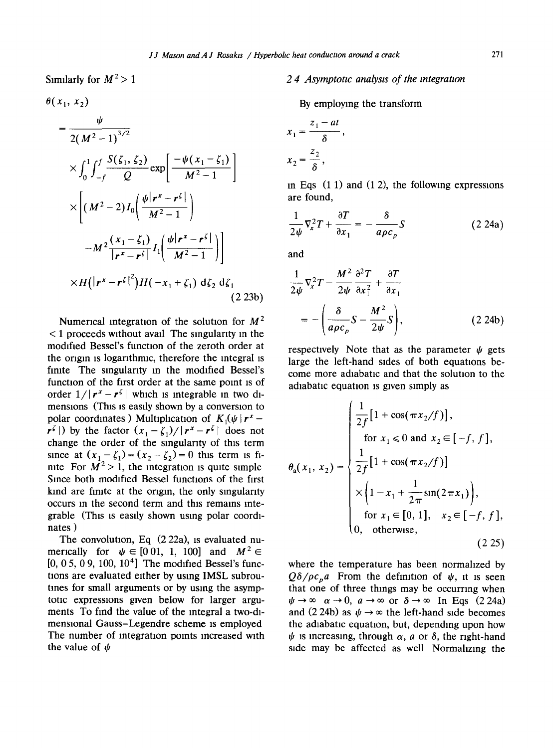Similarly for $M^2 > 1$

$$\theta(x_1, x_2) = \frac{\psi}{2(M^2-1)^{3/2}} \times \int_0^1 \int_{-f}^{f} \frac{S(\zeta_1, \zeta_2)}{Q} \exp\left[\frac{-\psi(x_1-\zeta_1)}{M^2-1}\right] \times \left[(M^2-2) I_0\left(\frac{\psi|r^x - r^\zeta|}{M^2-1}\right) - M^2 \frac{(x_1-\zeta_1)}{|r^x - r^\zeta|} I_1\left(\frac{\psi|r^x - r^\zeta|}{M^2-1}\right)\right] \times H(|r^x - r^\zeta|^2) H(-x_1+\zeta_1) \, d\zeta_2 \, d\zeta_1 \tag{2.23b}$$

Numerical integration of the solution for $M^2 < 1$ proceeds without avail. The singularity in the modified Bessel's function of the zeroth order at the origin is logarithmic, therefore the integral is finite. The singularity in the modified Bessel's function of the first order at the same point is of order $1/|r^x - r^\zeta|$ which is integrable in two dimensions (This is easily shown by a conversion to polar coordinates.) Multiplication of $K_1(\psi|r^x - r^\zeta|)$ by the factor $(x_1-\zeta_1)/|r^x - r^\zeta|$ does not change the order of the singularity of this term since at $(x_1-\zeta_1) = (x_2-\zeta_2) = 0$ this term is finite. For $M^2 > 1$, the integration is quite simple. Since both modified Bessel functions of the first kind are finite at the origin, the only singularity occurs in the second term and this remains integrable (This is easily shown using polar coordinates.)

The convolution, Eq. (2.22a), is evaluated numerically for $\psi \in [0.01, 1, 100]$ and $M^2 \in [0, 0.5, 0.9, 100, 10^4]$. The modified Bessel's functions are evaluated either by using IMSL subroutines for small arguments or by using the asymptotic expressions given below for larger arguments. To find the value of the integral a two-dimensional Gauss–Legendre scheme is employed. The number of integration points increased with the value of $\psi$.

### 2.4. Asymptotic analysis of the integration

By employing the transform

$$x_1 = \frac{z_1 - at}{\delta},$$

$$x_2 = \frac{z_2}{\delta},$$

in Eqs. (1.1) and (1.2), the following expressions are found,

$$\frac{1}{2\psi}\nabla_x^2 T + \frac{\partial T}{\partial x_1} = -\frac{\delta}{a\rho c_p} S \tag{2.24a}$$

and

$$\frac{1}{2\psi}\nabla_x^2 T - \frac{M^2}{2\psi}\frac{\partial^2 T}{\partial x_1^2} + \frac{\partial T}{\partial x_1} = -\left(\frac{\delta}{a\rho c_p} S - \frac{M^2}{2\psi} \dot{S}\right), \tag{2.24b}$$

respectively. Note that as the parameter $\psi$ gets large the left-hand sides of both equations become more adiabatic and that the solution to the adiabatic equation is given simply as

$$\theta_a(x_1, x_2) = \begin{cases} \frac{1}{2f}[1 + \cos(\pi x_2/f)], & \text{for } x_1 \leq 0 \text{ and } x_2 \in [-f, f], \\ \frac{1}{2f}[1 + \cos(\pi x_2/f)] \times \left(1 - x_1 + \frac{1}{2\pi}\sin(2\pi x_1)\right), & \text{for } x_1 \in [0, 1], \quad x_2 \in [-f, f], \\ 0, & \text{otherwise}, \end{cases} \tag{2.25}$$

where the temperature has been normalized by $Q\delta/\rho c_p a$. From the definition of $\psi$, it is seen that one of three things may be occurring when $\psi \to \infty$: $\alpha \to 0$, $a \to \infty$ or $\delta \to \infty$. In Eqs. (2.24a) and (2.24b) as $\psi \to \infty$ the left-hand side becomes the adiabatic equation, but, depending upon how $\psi$ is increasing, through $\alpha$, $a$ or $\delta$, the right-hand side may be affected as well. Normalizing the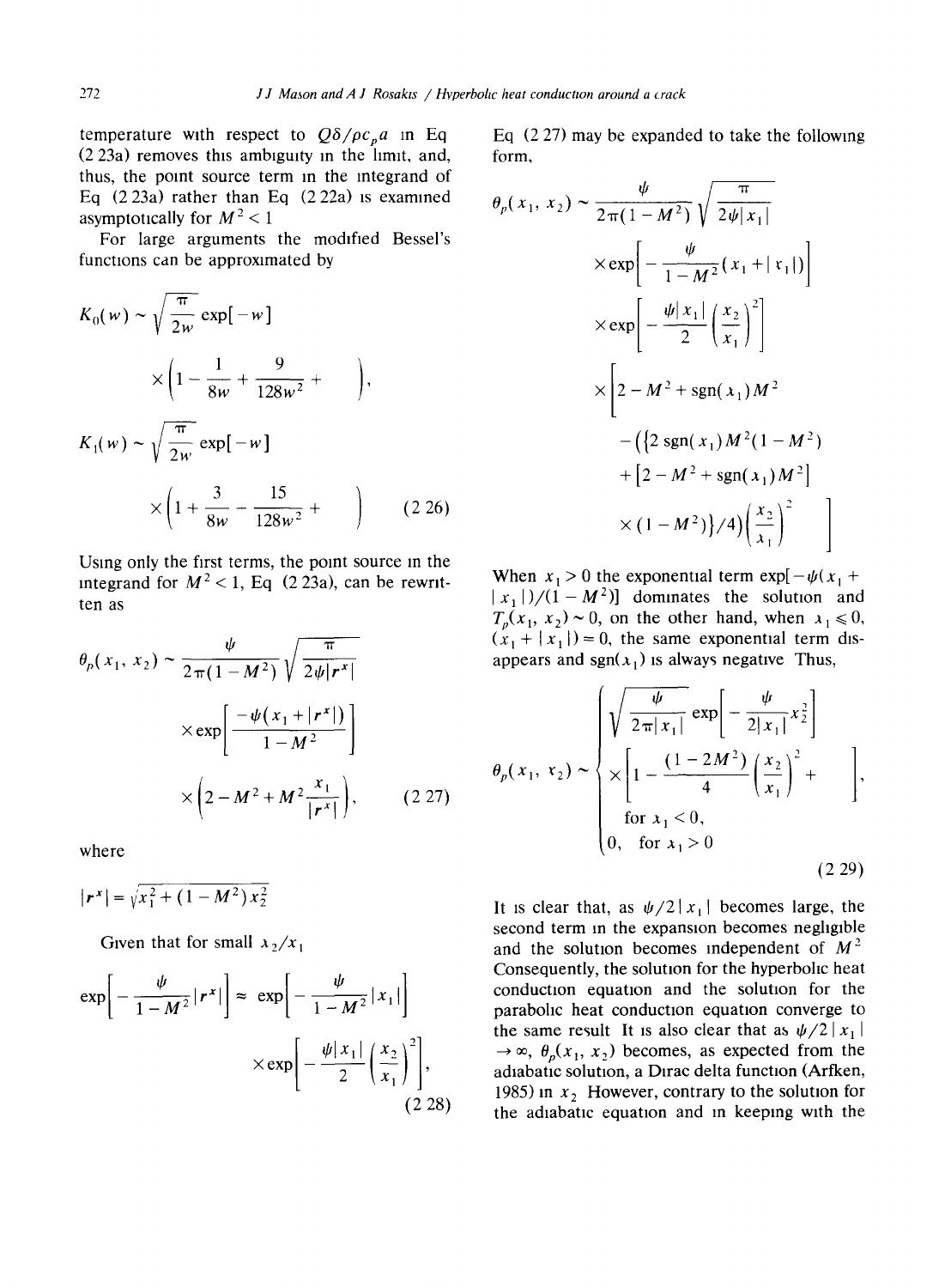temperature with respect to $Q\delta/\rho c_p a$ in Eq (2 23a) removes this ambiguity in the limit, and, thus, the point source term in the integrand of Eq (2 23a) rather than Eq (2 22a) is examined asymptotically for $M^2 < 1$

For large arguments the modified Bessel's functions can be approximated by

$$K_0(w) \sim \sqrt{\frac{\pi}{2w}} \exp[-w] \times \left(1 - \frac{1}{8w} + \frac{9}{128w^2} + \quad \right),$$

$$K_1(w) \sim \sqrt{\frac{\pi}{2w}} \exp[-w] \times \left(1 + \frac{3}{8w} - \frac{15}{128w^2} + \quad \right) \qquad (2\,26)$$

Using only the first terms, the point source in the integrand for $M^2 < 1$, Eq (2 23a), can be rewritten as

$$\theta_p(x_1, x_2) \sim \frac{\psi}{2\pi(1-M^2)} \sqrt{\frac{\pi}{2\psi|r^x|}} \times \exp\left[\frac{-\psi(x_1 + |r^x|)}{1-M^2}\right] \times \left(2 - M^2 + M^2 \frac{x_1}{|r^x|}\right), \qquad (2\,27)$$

where

$$|r^x| = \sqrt{x_1^2 + (1-M^2)x_2^2}$$

Given that for small $x_2/x_1$

$$\exp\left[-\frac{\psi}{1-M^2}|r^x|\right] \approx \exp\left[-\frac{\psi}{1-M^2}|x_1|\right] \times \exp\left[-\frac{\psi|x_1|}{2}\left(\frac{x_2}{x_1}\right)^2\right], \qquad (2\,28)$$

Eq (2 27) may be expanded to take the following form,

$$\begin{aligned}
\theta_p(x_1, x_2) \sim\ & \frac{\psi}{2\pi(1-M^2)} \sqrt{\frac{\pi}{2\psi|x_1|}} \\
& \times \exp\left[-\frac{\psi}{1-M^2}(x_1 + |x_1|)\right] \\
& \times \exp\left[-\frac{\psi|x_1|}{2}\left(\frac{x_2}{x_1}\right)^2\right] \\
& \times \Bigg[2 - M^2 + \operatorname{sgn}(x_1)M^2 \\
& \quad - \Big(\big\{2\operatorname{sgn}(x_1)M^2(1-M^2) \\
& \quad + \left[2 - M^2 + \operatorname{sgn}(x_1)M^2\right] \\
& \quad \times (1-M^2)\big\}/4\Big)\left(\frac{x_2}{x_1}\right)^2 \Bigg]
\end{aligned}$$

When $x_1 > 0$ the exponential term $\exp[-\psi(x_1 + |x_1|)/(1-M^2)]$ dominates the solution and $T_p(x_1, x_2) \sim 0$, on the other hand, when $x_1 \leqslant 0$, $(x_1 + |x_1|) = 0$, the same exponential term disappears and $\operatorname{sgn}(x_1)$ is always negative Thus,

$$\theta_p(x_1, x_2) \sim \begin{cases} \sqrt{\dfrac{\psi}{2\pi|x_1|}} \exp\left[-\dfrac{\psi}{2|x_1|}x_2^2\right] \\ \quad \times \left[1 - \dfrac{(1-2M^2)}{4}\left(\dfrac{x_2}{x_1}\right)^2 + \quad \right], \\ \quad \text{for } x_1 < 0, \\ 0, \quad \text{for } x_1 > 0 \end{cases} \qquad (2\,29)$$

It is clear that, as $\psi/2|x_1|$ becomes large, the second term in the expansion becomes negligible and the solution becomes independent of $M^2$ Consequently, the solution for the hyperbolic heat conduction equation and the solution for the parabolic heat conduction equation converge to the same result It is also clear that as $\psi/2|x_1| \to \infty$, $\theta_p(x_1, x_2)$ becomes, as expected from the adiabatic solution, a Dirac delta function (Arfken, 1985) in $x_2$ However, contrary to the solution for the adiabatic equation and in keeping with the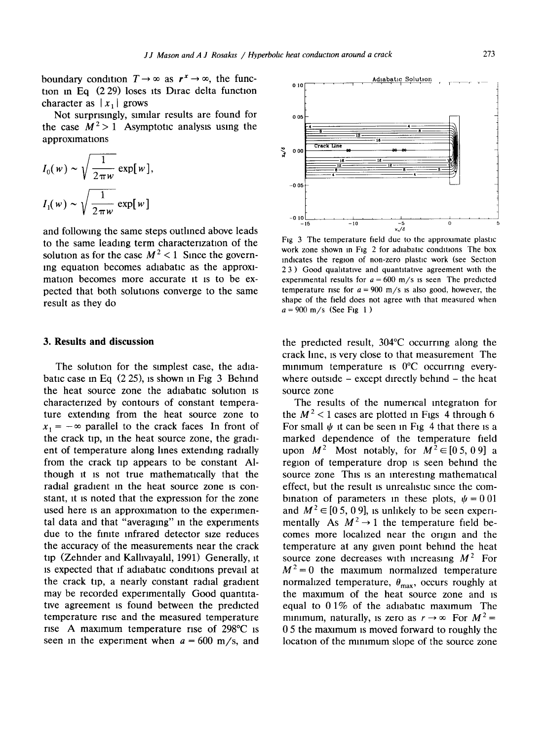boundary condition $T \to \infty$ as $r^x \to \infty$, the function in Eq (2 29) loses its Dirac delta function character as $|x_1|$ grows

Not surprisingly, similar results are found for the case $M^2 > 1$ Asymptotic analysis using the approximations

$$I_0(w) \sim \sqrt{\frac{1}{2\pi w}} \exp[w],$$

$$I_1(w) \sim \sqrt{\frac{1}{2\pi w}} \exp[w]$$

and following the same steps outlined above leads to the same leading term characterization of the solution as for the case $M^2 < 1$ Since the governing equation becomes adiabatic as the approximation becomes more accurate it is to be expected that both solutions converge to the same result as they do

Fig 3 The temperature field due to the approximate plastic work zone shown in Fig 2 for adiabatic conditions The box indicates the region of non-zero plastic work (see Section 2 3) Good qualitative and quantitative agreement with the experimental results for $a = 600$ m/s is seen The predicted temperature rise for $a = 900$ m/s is also good, however, the shape of the field does not agree with that measured when $a = 900$ m/s (See Fig 1)

## 3. Results and discussion

The solution for the simplest case, the adiabatic case in Eq (2 25), is shown in Fig 3 Behind the heat source zone the adiabatic solution is characterized by contours of constant temperature extending from the heat source zone to $x_1 = -\infty$ parallel to the crack faces In front of the crack tip, in the heat source zone, the gradient of temperature along lines extending radially from the crack tip appears to be constant Although it is not true mathematically that the radial gradient in the heat source zone is constant, it is noted that the expression for the zone used here is an approximation to the experimental data and that "averaging" in the experiments due to the finite infrared detector size reduces the accuracy of the measurements near the crack tip (Zehnder and Kallivayalil, 1991) Generally, it is expected that if adiabatic conditions prevail at the crack tip, a nearly constant radial gradient may be recorded experimentally Good quantitative agreement is found between the predicted temperature rise and the measured temperature rise A maximum temperature rise of 298°C is seen in the experiment when $a = 600$ m/s, and the predicted result, 304°C occurring along the crack line, is very close to that measurement The minimum temperature is 0°C occurring everywhere outside – except directly behind – the heat source zone

The results of the numerical integration for the $M^2 < 1$ cases are plotted in Figs 4 through 6 For small $\psi$ it can be seen in Fig 4 that there is a marked dependence of the temperature field upon $M^2$ Most notably, for $M^2 \in [0.5, 0.9]$ a region of temperature drop is seen behind the source zone This is an interesting mathematical effect, but the result is unrealistic since the combination of parameters in these plots, $\psi = 0.01$ and $M^2 \in [0.5, 0.9]$, is unlikely to be seen experimentally As $M^2 \to 1$ the temperature field becomes more localized near the origin and the temperature at any given point behind the heat source zone decreases with increasing $M^2$ For $M^2 = 0$ the maximum normalized temperature normalized temperature, $\theta_{max}$, occurs roughly at the maximum of the heat source zone and is equal to 0.1% of the adiabatic maximum The minimum, naturally, is zero as $r \to \infty$ For $M^2 = 0.5$ the maximum is moved forward to roughly the location of the minimum slope of the source zone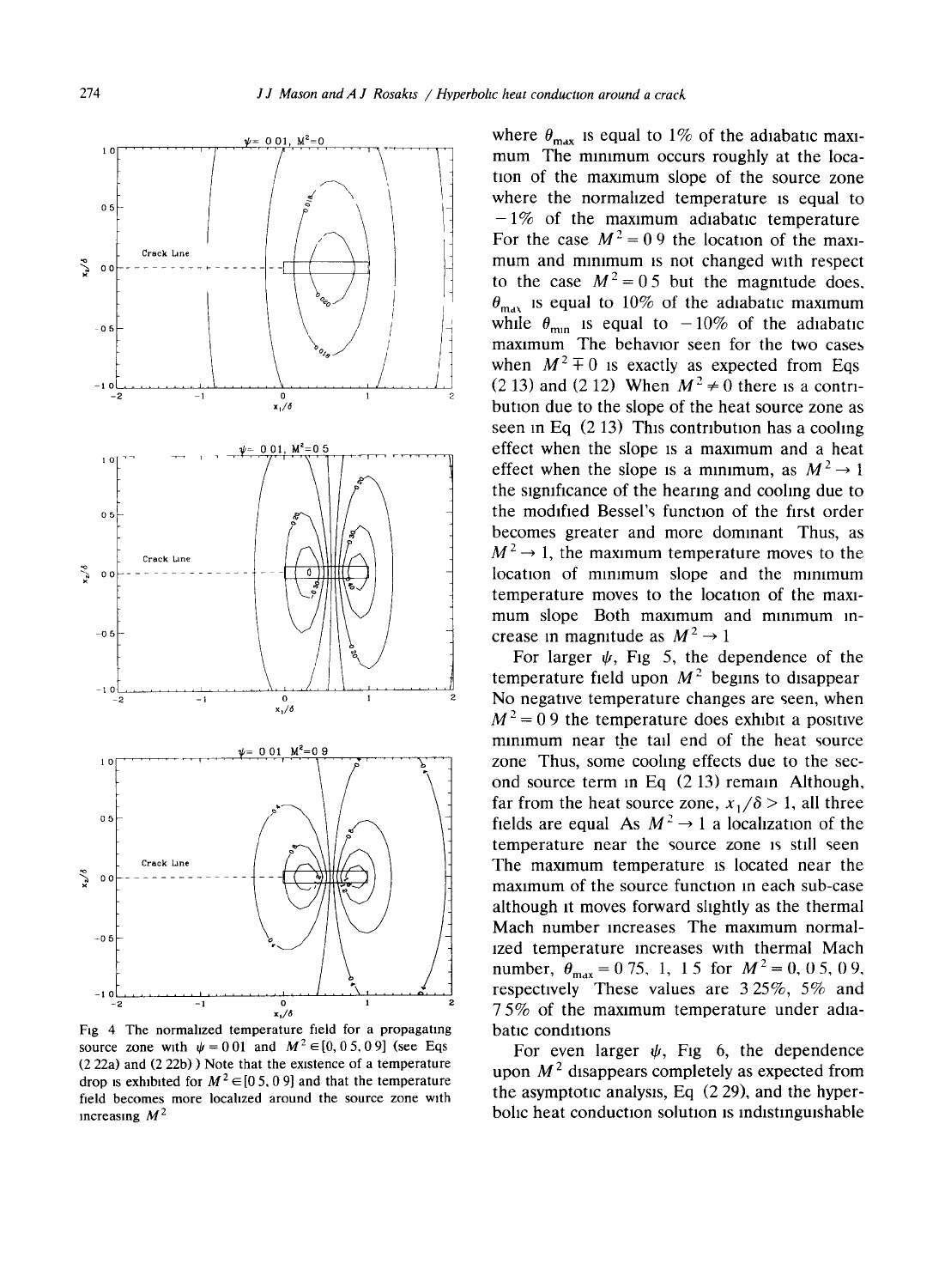Fig 4 The normalized temperature field for a propagating source zone with $\psi = 0.01$ and $M^2 \in [0, 0.5, 0.9]$ (see Eqs (2.22a) and (2.22b)) Note that the existence of a temperature drop is exhibited for $M^2 \in [0.5, 0.9]$ and that the temperature field becomes more localized around the source zone with increasing $M^2$

where $\theta_{max}$ is equal to 1% of the adiabatic maximum The minimum occurs roughly at the location of the maximum slope of the source zone where the normalized temperature is equal to $-1\%$ of the maximum adiabatic temperature For the case $M^2 = 0.9$ the location of the maximum and minimum is not changed with respect to the case $M^2 = 0.5$ but the magnitude does, $\theta_{max}$ is equal to 10% of the adiabatic maximum while $\theta_{min}$ is equal to $-10\%$ of the adiabatic maximum The behavior seen for the two cases when $M^2 \mp 0$ is exactly as expected from Eqs (2.13) and (2.12) When $M^2 \neq 0$ there is a contribution due to the slope of the heat source zone as seen in Eq (2.13) This contribution has a cooling effect when the slope is a maximum and a heat effect when the slope is a minimum, as $M^2 \to 1$ the significance of the hearing and cooling due to the modified Bessel's function of the first order becomes greater and more dominant Thus, as $M^2 \to 1$, the maximum temperature moves to the location of minimum slope and the minimum temperature moves to the location of the maximum slope Both maximum and minimum increase in magnitude as $M^2 \to 1$

For larger $\psi$, Fig 5, the dependence of the temperature field upon $M^2$ begins to disappear No negative temperature changes are seen, when $M^2 = 0.9$ the temperature does exhibit a positive minimum near the tail end of the heat source zone Thus, some cooling effects due to the second source term in Eq (2.13) remain Although, far from the heat source zone, $x_1/\delta > 1$, all three fields are equal As $M^2 \to 1$ a localization of the temperature near the source zone is still seen The maximum temperature is located near the maximum of the source function in each sub-case although it moves forward slightly as the thermal Mach number increases The maximum normalized temperature increases with thermal Mach number, $\theta_{max} = 0.75$, 1, 1.5 for $M^2 = 0$, 0.5, 0.9, respectively These values are 3.25%, 5% and 7.5% of the maximum temperature under adiabatic conditions

For even larger $\psi$, Fig 6, the dependence upon $M^2$ disappears completely as expected from the asymptotic analysis, Eq (2.29), and the hyperbolic heat conduction solution is indistinguishable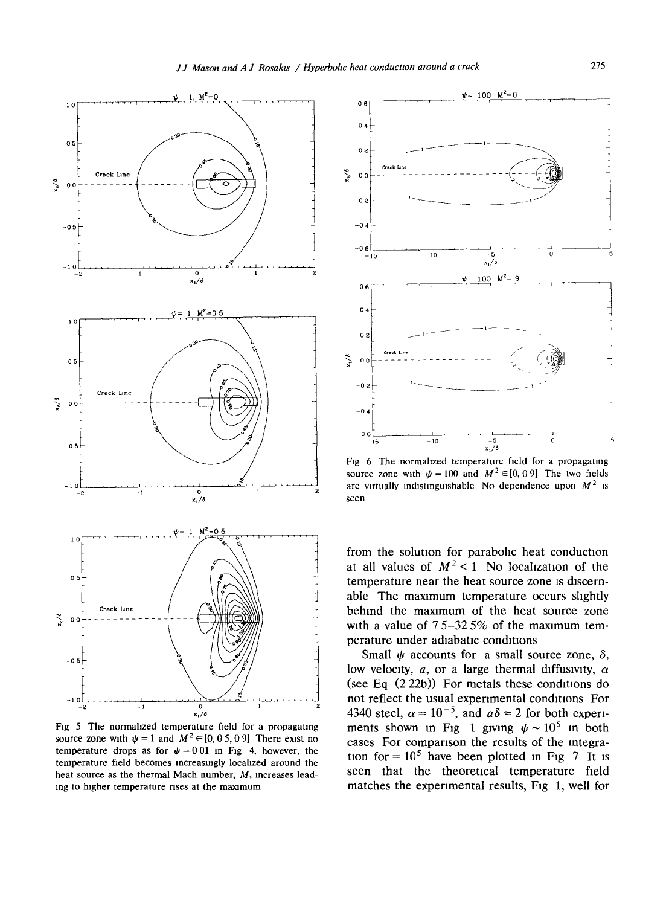Fig 5 The normalized temperature field for a propagating source zone with $\psi = 1$ and $M^2 \in [0, 0.5, 0.9]$ There exist no temperature drops as for $\psi = 0.01$ in Fig 4, however, the temperature field becomes increasingly localized around the heat source as the thermal Mach number, $M$, increases leading to higher temperature rises at the maximum

Fig 6 The normalized temperature field for a propagating source zone with $\psi = 100$ and $M^2 \in [0, 0.9]$ The two fields are virtually indistinguishable No dependence upon $M^2$ is seen

from the solution for parabolic heat conduction at all values of $M^2 < 1$ No localization of the temperature near the heat source zone is discernable The maximum temperature occurs slightly behind the maximum of the heat source zone with a value of 7.5–32.5% of the maximum temperature under adiabatic conditions

Small $\psi$ accounts for a small source zone, $\delta$, low velocity, $a$, or a large thermal diffusivity, $\alpha$ (see Eq (2.22b)) For metals these conditions do not reflect the usual experimental conditions For 4340 steel, $\alpha = 10^{-5}$, and $a\delta \approx 2$ for both experiments shown in Fig 1 giving $\psi \sim 10^5$ in both cases For comparison the results of the integration for $= 10^5$ have been plotted in Fig 7 It is seen that the theoretical temperature field matches the experimental results, Fig 1, well for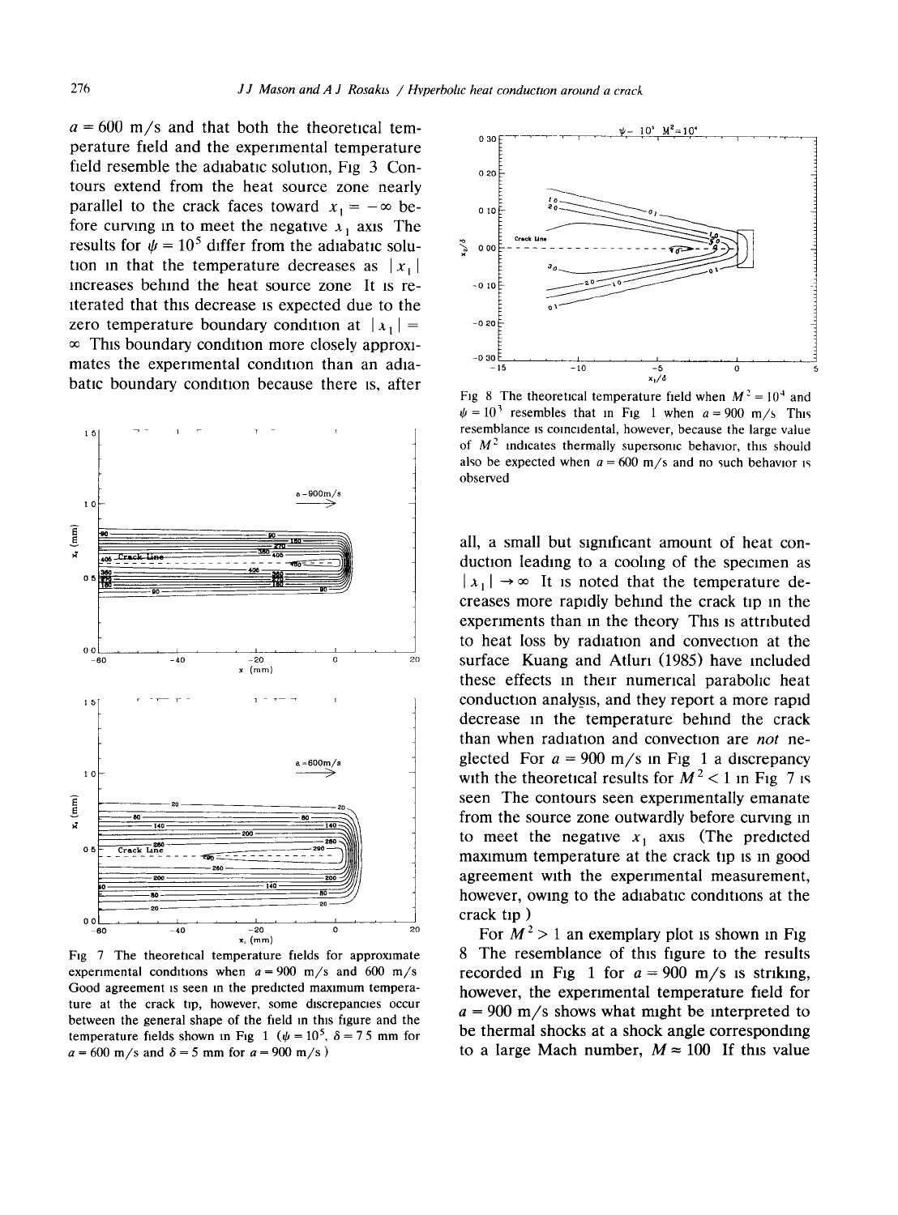$a = 600$ m/s and that both the theoretical temperature field and the experimental temperature field resemble the adiabatic solution, Fig 3 Contours extend from the heat source zone nearly parallel to the crack faces toward $x_1 = -\infty$ before curving in to meet the negative $x_1$ axis The results for $\psi = 10^5$ differ from the adiabatic solution in that the temperature decreases as $|x_1|$ increases behind the heat source zone It is reiterated that this decrease is expected due to the zero temperature boundary condition at $|x_1| = \infty$ This boundary condition more closely approximates the experimental condition than an adiabatic boundary condition because there is, after all, a small but significant amount of heat conduction leading to a cooling of the specimen as $|x_1| \to \infty$ It is noted that the temperature decreases more rapidly behind the crack tip in the experiments than in the theory This is attributed to heat loss by radiation and convection at the surface Kuang and Atluri (1985) have included these effects in their numerical parabolic heat conduction analysis, and they report a more rapid decrease in the temperature behind the crack than when radiation and convection are *not* neglected For $a = 900$ m/s in Fig 1 a discrepancy with the theoretical results for $M^2 < 1$ in Fig 7 is seen The contours seen experimentally emanate from the source zone outwardly before curving in to meet the negative $x_1$ axis (The predicted maximum temperature at the crack tip is in good agreement with the experimental measurement, however, owing to the adiabatic conditions at the crack tip )

Fig 7 The theoretical temperature fields for approximate experimental conditions when $a = 900$ m/s and 600 m/s Good agreement is seen in the predicted maximum temperature at the crack tip, however, some discrepancies occur between the general shape of the field in this figure and the temperature fields shown in Fig 1 ($\psi = 10^5$, $\delta = 7.5$ mm for $a = 600$ m/s and $\delta = 5$ mm for $a = 900$ m/s )

Fig 8 The theoretical temperature field when $M^2 = 10^4$ and $\psi = 10^3$ resembles that in Fig 1 when $a = 900$ m/s This resemblance is coincidental, however, because the large value of $M^2$ indicates thermally supersonic behavior, this should also be expected when $a = 600$ m/s and no such behavior is observed

For $M^2 > 1$ an exemplary plot is shown in Fig 8 The resemblance of this figure to the results recorded in Fig 1 for $a = 900$ m/s is striking, however, the experimental temperature field for $a = 900$ m/s shows what might be interpreted to be thermal shocks at a shock angle corresponding to a large Mach number, $M \approx 100$ If this value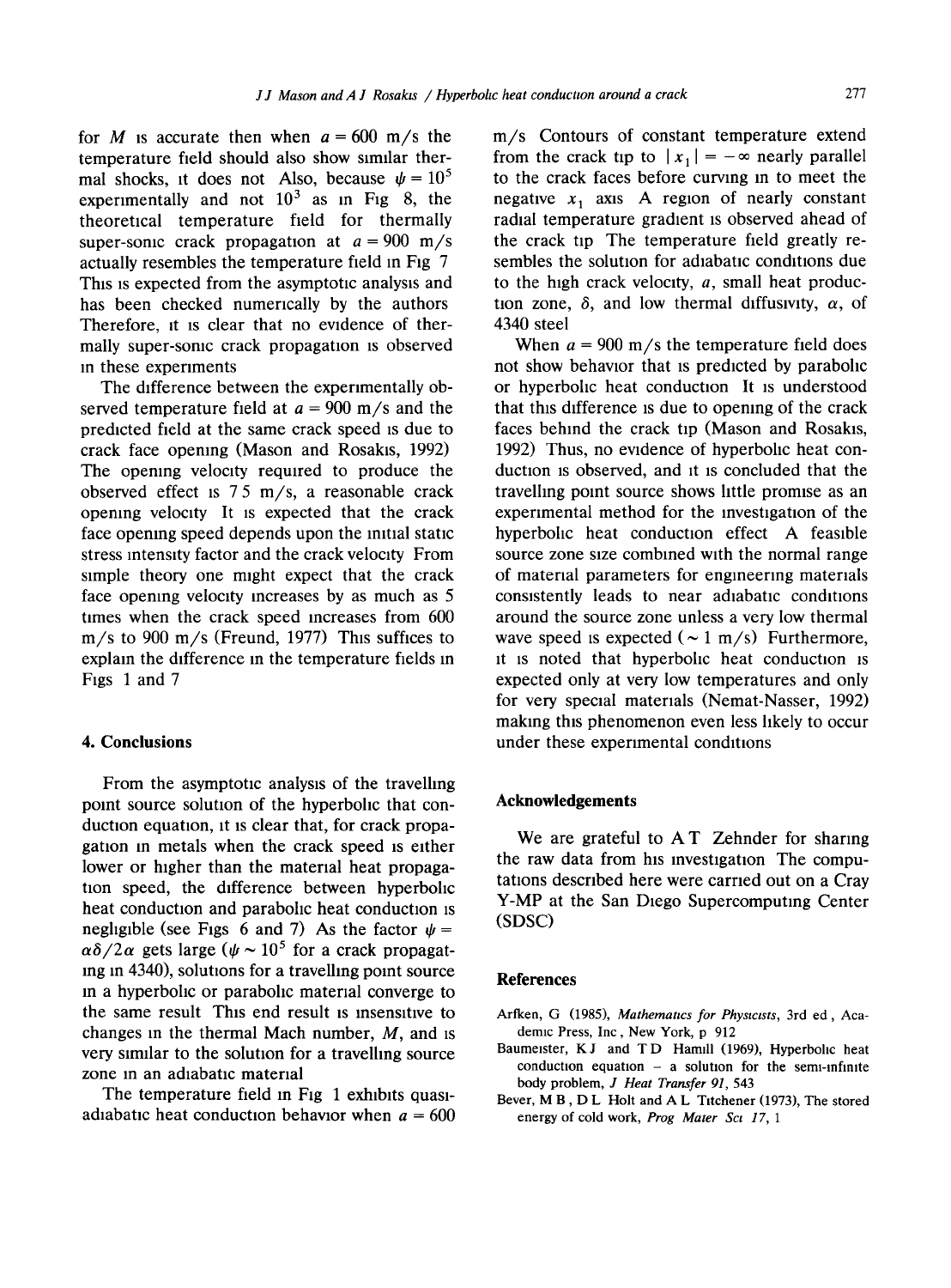for $M$ is accurate then when $a = 600$ m/s the temperature field should also show similar thermal shocks, it does not. Also, because $\psi = 10^5$ experimentally and not $10^3$ as in Fig. 8, the theoretical temperature field for thermally super-sonic crack propagation at $a = 900$ m/s actually resembles the temperature field in Fig. 7. This is expected from the asymptotic analysis and has been checked numerically by the authors. Therefore, it is clear that no evidence of thermally super-sonic crack propagation is observed in these experiments.

The difference between the experimentally observed temperature field at $a = 900$ m/s and the predicted field at the same crack speed is due to crack face opening (Mason and Rosakis, 1992). The opening velocity required to produce the observed effect is 7.5 m/s, a reasonable crack opening velocity. It is expected that the crack face opening speed depends upon the initial static stress intensity factor and the crack velocity. From simple theory one might expect that the crack face opening velocity increases by as much as 5 times when the crack speed increases from 600 m/s to 900 m/s (Freund, 1977). This suffices to explain the difference in the temperature fields in Figs. 1 and 7.

## 4. Conclusions

From the asymptotic analysis of the travelling point source solution of the hyperbolic that conduction equation, it is clear that, for crack propagation in metals when the crack speed is either lower or higher than the material heat propagation speed, the difference between hyperbolic heat conduction and parabolic heat conduction is negligible (see Figs. 6 and 7). As the factor $\psi = a\delta/2\alpha$ gets large ($\psi \sim 10^5$ for a crack propagating in 4340), solutions for a travelling point source in a hyperbolic or parabolic material converge to the same result. This end result is insensitive to changes in the thermal Mach number, $M$, and is very similar to the solution for a travelling source zone in an adiabatic material.

The temperature field in Fig. 1 exhibits quasi-adiabatic heat conduction behavior when $a = 600$ m/s. Contours of constant temperature extend from the crack tip to $|x_1| = -\infty$ nearly parallel to the crack faces before curving in to meet the negative $x_1$ axis. A region of nearly constant radial temperature gradient is observed ahead of the crack tip. The temperature field greatly resembles the solution for adiabatic conditions due to the high crack velocity, $a$, small heat production zone, $\delta$, and low thermal diffusivity, $\alpha$, of 4340 steel.

When $a = 900$ m/s the temperature field does not show behavior that is predicted by parabolic or hyperbolic heat conduction. It is understood that this difference is due to opening of the crack faces behind the crack tip (Mason and Rosakis, 1992). Thus, no evidence of hyperbolic heat conduction is observed, and it is concluded that the travelling point source shows little promise as an experimental method for the investigation of the hyperbolic heat conduction effect. A feasible source zone size combined with the normal range of material parameters for engineering materials consistently leads to near adiabatic conditions around the source zone unless a very low thermal wave speed is expected ($\sim 1$ m/s). Furthermore, it is noted that hyperbolic heat conduction is expected only at very low temperatures and only for very special materials (Nemat-Nasser, 1992) making this phenomenon even less likely to occur under these experimental conditions.

## Acknowledgements

We are grateful to A.T. Zehnder for sharing the raw data from his investigation. The computations described here were carried out on a Cray Y-MP at the San Diego Supercomputing Center (SDSC).

## References

Arfken, G. (1985), *Mathematics for Physicists*, 3rd ed., Academic Press, Inc., New York, p. 912.

Baumeister, K.J. and T.D. Hamill (1969), Hyperbolic heat conduction equation – a solution for the semi-infinite body problem, *J. Heat Transfer 91*, 543.

Bever, M.B., D.L. Holt and A.L. Titchener (1973), The stored energy of cold work, *Prog. Mater. Sci. 17*, 1.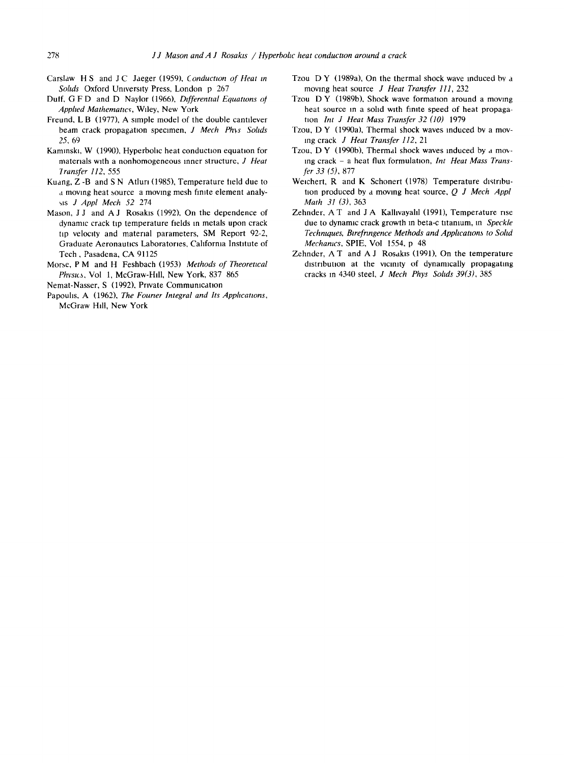Carslaw H S and J C Jaeger (1959), *Conduction of Heat in Solids* Oxford University Press, London p 267

Duff, G F D and D Naylor (1966), *Differential Equations of Applied Mathematics*, Wiley, New York

Freund, L B (1977), A simple model of the double cantilever beam crack propagation specimen, *J Mech Phys Solids 25*, 69

Kaminski, W (1990), Hyperbolic heat conduction equation for materials with a nonhomogeneous inner structure, *J Heat Transfer 112*, 555

Kuang, Z -B and S N Atluri (1985), Temperature field due to a moving heat source a moving mesh finite element analysis *J Appl Mech 52* 274

Mason, J J and A J Rosakis (1992), On the dependence of dynamic crack tip temperature fields in metals upon crack tip velocity and material parameters, SM Report 92-2, Graduate Aeronautics Laboratories, California Institute of Tech, Pasadena, CA 91125

Morse, P M and H Feshbach (1953) *Methods of Theoretical Physics*, Vol 1, McGraw-Hill, New York, 837 865

Nemat-Nasser, S (1992), Private Communication

Papoulis, A (1962), *The Fourier Integral and Its Applications*, McGraw Hill, New York

Tzou D Y (1989a), On the thermal shock wave induced by a moving heat source *J Heat Transfer 111*, 232

Tzou D Y (1989b), Shock wave formation around a moving heat source in a solid with finite speed of heat propagation *Int J Heat Mass Transfer 32 (10)* 1979

Tzou, D Y (1990a), Thermal shock waves induced by a moving crack *J Heat Transfer 112*, 21

Tzou, D Y (1990b), Thermal shock waves induced by a moving crack – a heat flux formulation, *Int Heat Mass Transfer 33 (5)*, 877

Weichert, R and K Schonert (1978) Temperature distribution produced by a moving heat source, *Q J Mech Appl Math 31 (3)*, 363

Zehnder, A T and J A Kallivayalil (1991), Temperature rise due to dynamic crack growth in beta-c titanium, in *Speckle Techniques, Birefringence Methods and Applications to Solid Mechanics*, SPIE, Vol 1554, p 48

Zehnder, A T and A J Rosakis (1991), On the temperature distribution at the vicinity of dynamically propagating cracks in 4340 steel, *J Mech Phys Solids 39(3)*, 385